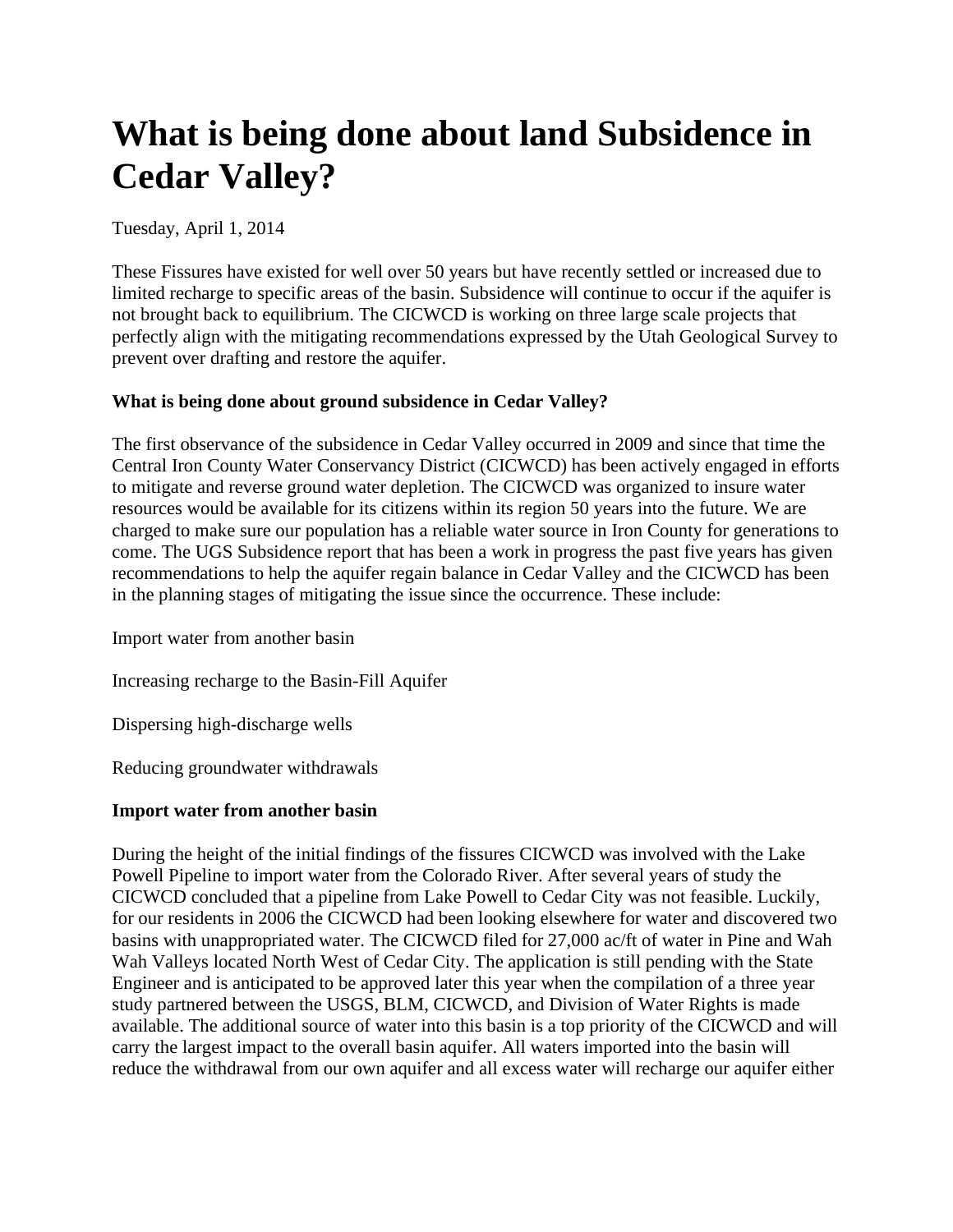# What is being done about land Subsidence in Cedar Valley?

Tuesday, April 1, 2014

These Fissures have existed for well over 50 years but have recently settled or increased due to limited recharge to specific areas of the basin. Subsidence will continue to occur if the aquifer is not brought back to equilibrium. The CICWCD is working on three large scale projects that perfectly align with the mitigating recommendations expressed by the Utah Geological Survey to prevent over drafting and restore the aquifer.

**What is being done about ground subsidence in Cedar Valley?**

The first observance of the subsidence in Cedar Valley occurred in 2009 and since that time the Central Iron County Water Conservancy District (CICWCD) has been actively engaged in efforts to mitigate and reverse ground water depletion. The CICWCD was organized to insure water resources would be available for its citizens within its region 50 years into the future. We are charged to make sure our population has a reliable water source in Iron County for generations to come. The UGS Subsidence report that has been a work in progress the past five years has given recommendations to help the aquifer regain balance in Cedar Valley and the CICWCD has been in the planning stages of mitigating the issue since the occurrence. These include:

Import water from another basin

Increasing recharge to the Basin-Fill Aquifer

Dispersing high-discharge wells

Reducing groundwater withdrawals

**Import water from another basin**

During the height of the initial findings of the fissures CICWCD was involved with the Lake Powell Pipeline to import water from the Colorado River. After several years of study the CICWCD concluded that a pipeline from Lake Powell to Cedar City was not feasible. Luckily, for our residents in 2006 the CICWCD had been looking elsewhere for water and discovered two basins with unappropriated water. The CICWCD filed for 27,000 ac/ft of water in Pine and Wah Wah Valleys located North West of Cedar City. The application is still pending with the State Engineer and is anticipated to be approved later this year when the compilation of a three year study partnered between the USGS, BLM, CICWCD, and Division of Water Rights is made available. The additional source of water into this basin is a top priority of the CICWCD and will carry the largest impact to the overall basin aquifer. All waters imported into the basin will reduce the withdrawal from our own aquifer and all excess water will recharge our aquifer either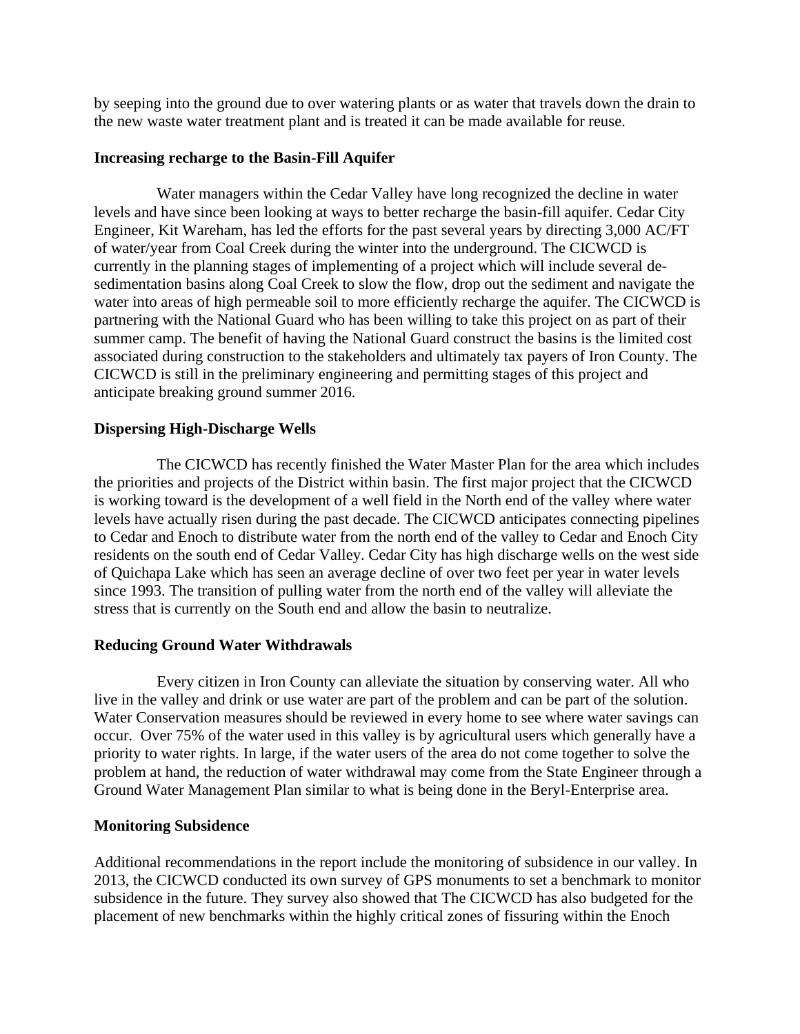by seeping into the ground due to over watering plants or as water that travels down the drain to the new waste water treatment plant and is treated it can be made available for reuse.

**Increasing recharge to the Basin-Fill Aquifer**

Water managers within the Cedar Valley have long recognized the decline in water levels and have since been looking at ways to better recharge the basin-fill aquifer. Cedar City Engineer, Kit Wareham, has led the efforts for the past several years by directing 3,000 AC/FT of water/year from Coal Creek during the winter into the underground. The CICWCD is currently in the planning stages of implementing of a project which will include several de-sedimentation basins along Coal Creek to slow the flow, drop out the sediment and navigate the water into areas of high permeable soil to more efficiently recharge the aquifer. The CICWCD is partnering with the National Guard who has been willing to take this project on as part of their summer camp. The benefit of having the National Guard construct the basins is the limited cost associated during construction to the stakeholders and ultimately tax payers of Iron County. The CICWCD is still in the preliminary engineering and permitting stages of this project and anticipate breaking ground summer 2016.

**Dispersing High-Discharge Wells**

The CICWCD has recently finished the Water Master Plan for the area which includes the priorities and projects of the District within basin. The first major project that the CICWCD is working toward is the development of a well field in the North end of the valley where water levels have actually risen during the past decade. The CICWCD anticipates connecting pipelines to Cedar and Enoch to distribute water from the north end of the valley to Cedar and Enoch City residents on the south end of Cedar Valley. Cedar City has high discharge wells on the west side of Quichapa Lake which has seen an average decline of over two feet per year in water levels since 1993. The transition of pulling water from the north end of the valley will alleviate the stress that is currently on the South end and allow the basin to neutralize.

**Reducing Ground Water Withdrawals**

Every citizen in Iron County can alleviate the situation by conserving water. All who live in the valley and drink or use water are part of the problem and can be part of the solution. Water Conservation measures should be reviewed in every home to see where water savings can occur. Over 75% of the water used in this valley is by agricultural users which generally have a priority to water rights. In large, if the water users of the area do not come together to solve the problem at hand, the reduction of water withdrawal may come from the State Engineer through a Ground Water Management Plan similar to what is being done in the Beryl-Enterprise area.

**Monitoring Subsidence**

Additional recommendations in the report include the monitoring of subsidence in our valley. In 2013, the CICWCD conducted its own survey of GPS monuments to set a benchmark to monitor subsidence in the future. They survey also showed that The CICWCD has also budgeted for the placement of new benchmarks within the highly critical zones of fissuring within the Enoch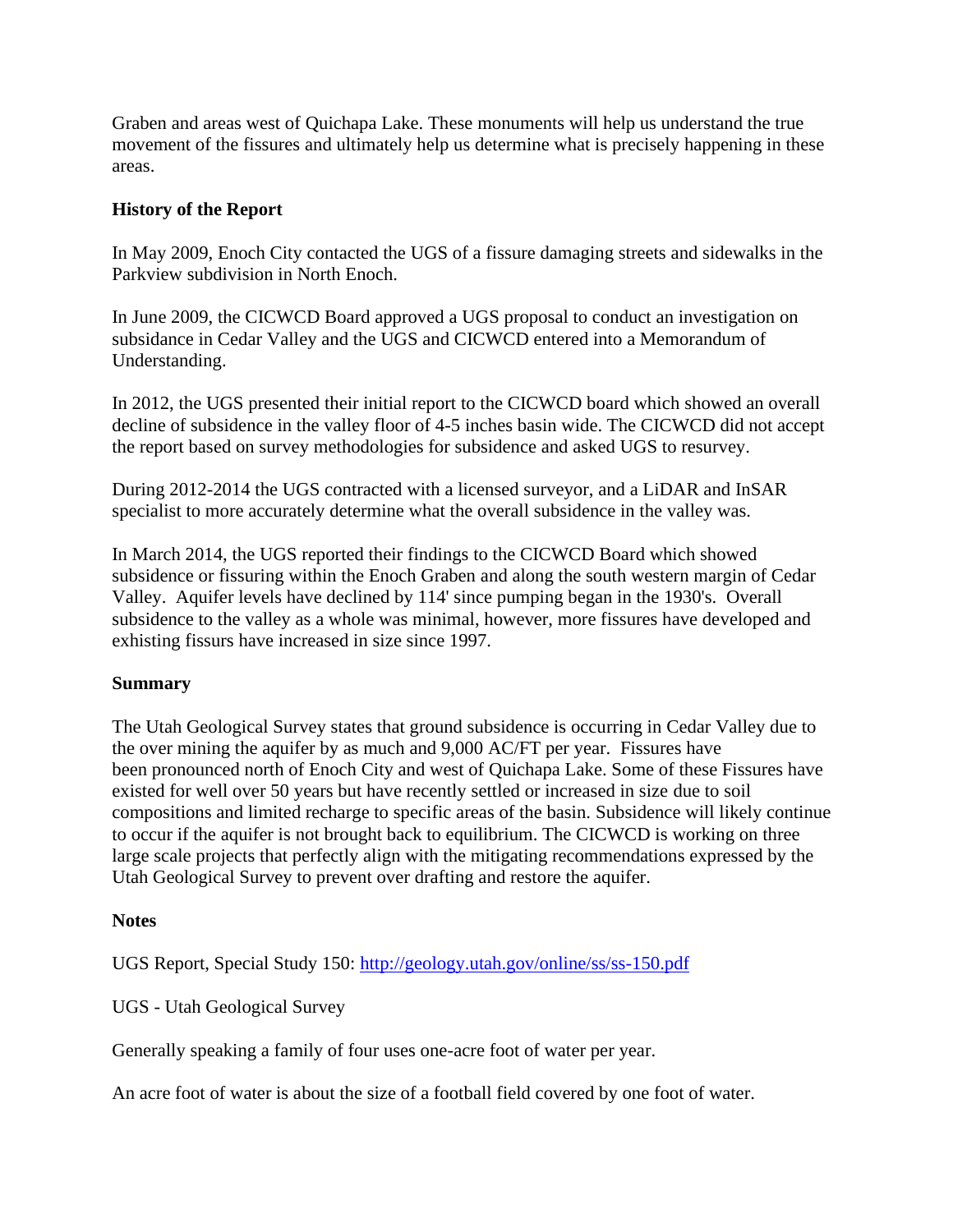Graben and areas west of Quichapa Lake. These monuments will help us understand the true movement of the fissures and ultimately help us determine what is precisely happening in these areas.

**History of the Report**

In May 2009, Enoch City contacted the UGS of a fissure damaging streets and sidewalks in the Parkview subdivision in North Enoch.

In June 2009, the CICWCD Board approved a UGS proposal to conduct an investigation on subsidance in Cedar Valley and the UGS and CICWCD entered into a Memorandum of Understanding.

In 2012, the UGS presented their initial report to the CICWCD board which showed an overall decline of subsidence in the valley floor of 4-5 inches basin wide. The CICWCD did not accept the report based on survey methodologies for subsidence and asked UGS to resurvey.

During 2012-2014 the UGS contracted with a licensed surveyor, and a LiDAR and InSAR specialist to more accurately determine what the overall subsidence in the valley was.

In March 2014, the UGS reported their findings to the CICWCD Board which showed subsidence or fissuring within the Enoch Graben and along the south western margin of Cedar Valley. Aquifer levels have declined by 114' since pumping began in the 1930's. Overall subsidence to the valley as a whole was minimal, however, more fissures have developed and exhisting fissurs have increased in size since 1997.

**Summary**

The Utah Geological Survey states that ground subsidence is occurring in Cedar Valley due to the over mining the aquifer by as much and 9,000 AC/FT per year. Fissures have been pronounced north of Enoch City and west of Quichapa Lake. Some of these Fissures have existed for well over 50 years but have recently settled or increased in size due to soil compositions and limited recharge to specific areas of the basin. Subsidence will likely continue to occur if the aquifer is not brought back to equilibrium. The CICWCD is working on three large scale projects that perfectly align with the mitigating recommendations expressed by the Utah Geological Survey to prevent over drafting and restore the aquifer.

**Notes**

UGS Report, Special Study 150: http://geology.utah.gov/online/ss/ss-150.pdf

UGS - Utah Geological Survey

Generally speaking a family of four uses one-acre foot of water per year.

An acre foot of water is about the size of a football field covered by one foot of water.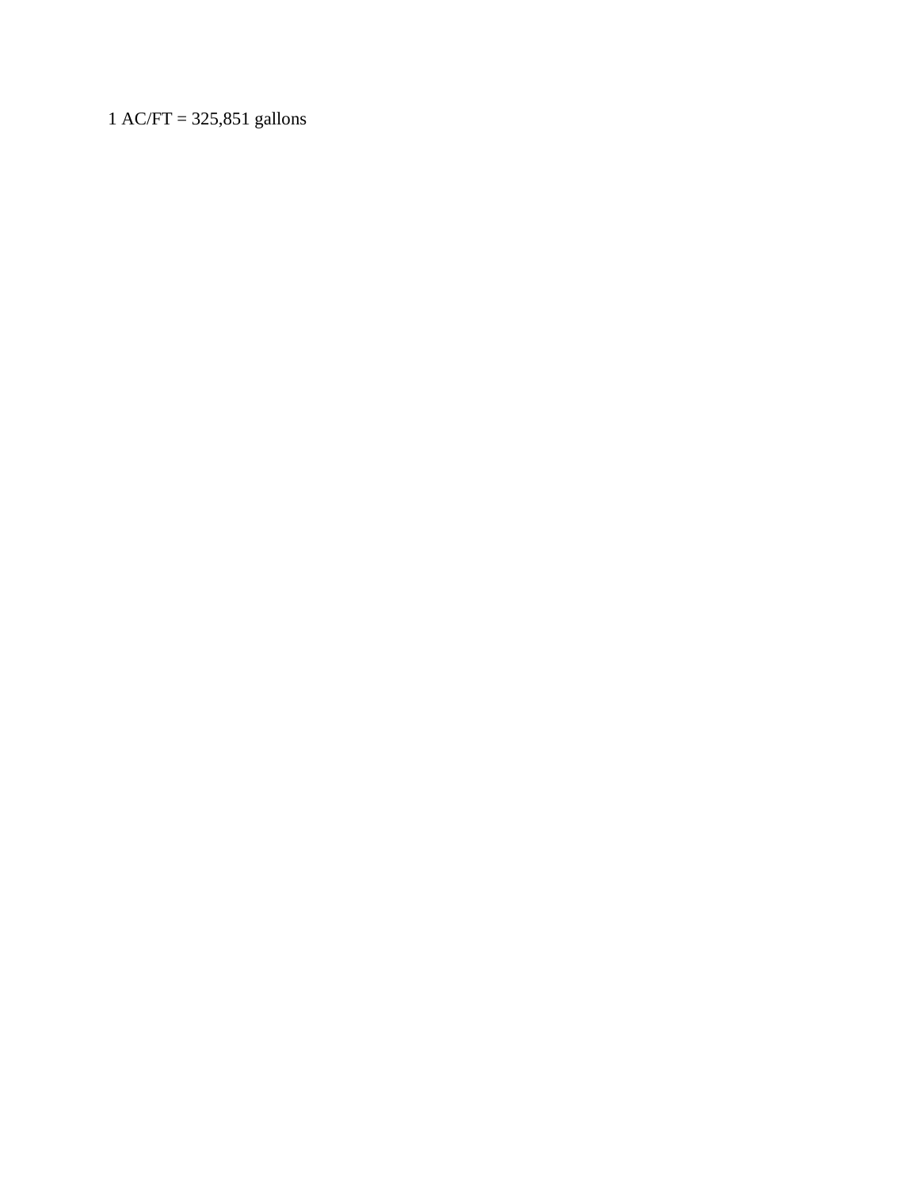1 AC/FT = 325,851 gallons